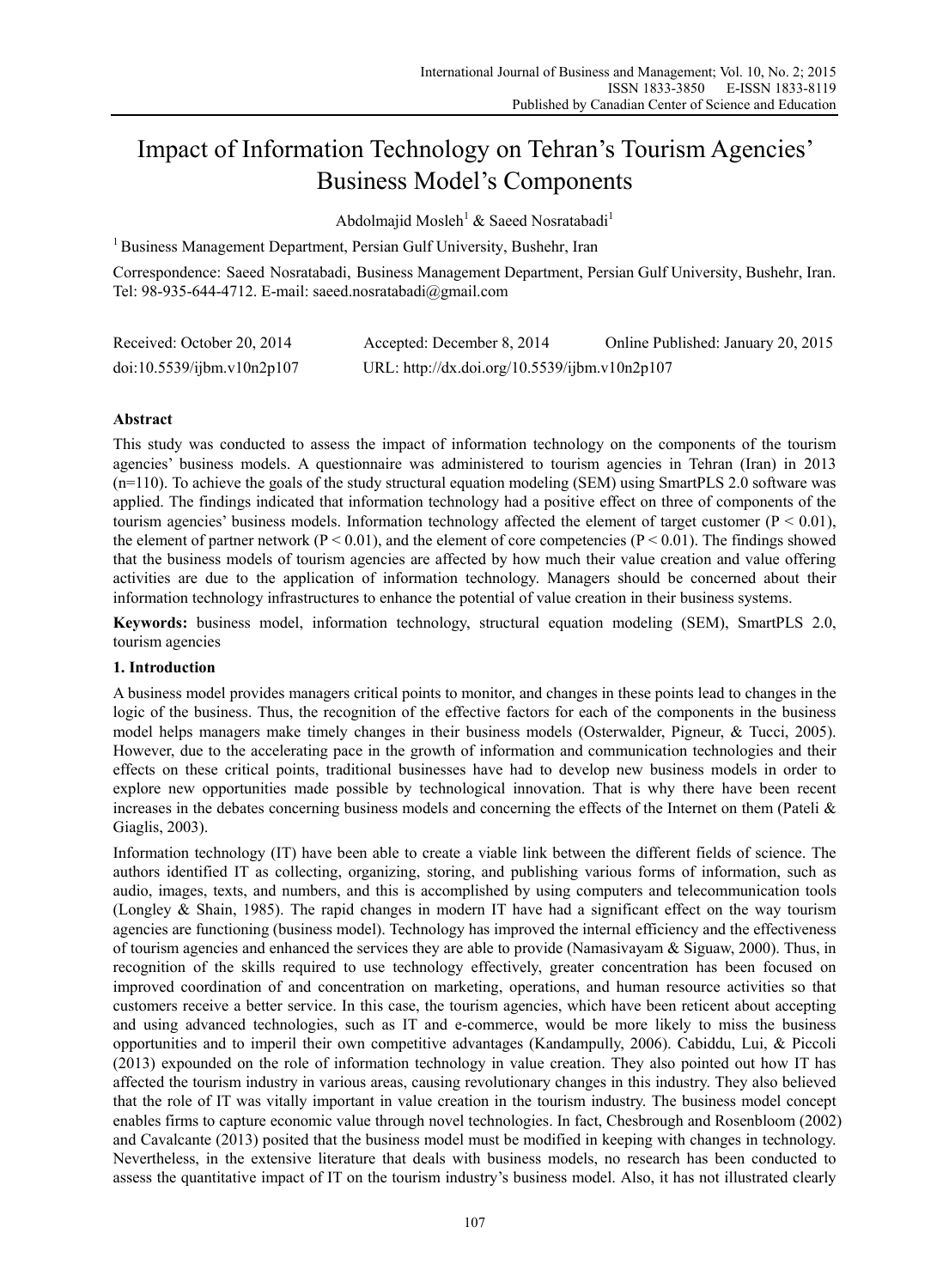# Impact of Information Technology on Tehran's Tourism Agencies' Business Model's Components

Abdolmajid Mosleh[1] & Saeed Nosratabadi[1]

[1] Business Management Department, Persian Gulf University, Bushehr, Iran

Correspondence: Saeed Nosratabadi, Business Management Department, Persian Gulf University, Bushehr, Iran. Tel: 98-935-644-4712. E-mail: saeed.nosratabadi@gmail.com

Received: October 20, 2014 Accepted: December 8, 2014 Online Published: January 20, 2015

doi:10.5539/ijbm.v10n2p107 URL: http://dx.doi.org/10.5539/ijbm.v10n2p107

## Abstract

This study was conducted to assess the impact of information technology on the components of the tourism agencies' business models. A questionnaire was administered to tourism agencies in Tehran (Iran) in 2013 (n=110). To achieve the goals of the study structural equation modeling (SEM) using SmartPLS 2.0 software was applied. The findings indicated that information technology had a positive effect on three of components of the tourism agencies' business models. Information technology affected the element of target customer ($P < 0.01$), the element of partner network ($P < 0.01$), and the element of core competencies ($P < 0.01$). The findings showed that the business models of tourism agencies are affected by how much their value creation and value offering activities are due to the application of information technology. Managers should be concerned about their information technology infrastructures to enhance the potential of value creation in their business systems.

**Keywords:** business model, information technology, structural equation modeling (SEM), SmartPLS 2.0, tourism agencies

## 1. Introduction

A business model provides managers critical points to monitor, and changes in these points lead to changes in the logic of the business. Thus, the recognition of the effective factors for each of the components in the business model helps managers make timely changes in their business models (Osterwalder, Pigneur, & Tucci, 2005). However, due to the accelerating pace in the growth of information and communication technologies and their effects on these critical points, traditional businesses have had to develop new business models in order to explore new opportunities made possible by technological innovation. That is why there have been recent increases in the debates concerning business models and concerning the effects of the Internet on them (Pateli & Giaglis, 2003).

Information technology (IT) have been able to create a viable link between the different fields of science. The authors identified IT as collecting, organizing, storing, and publishing various forms of information, such as audio, images, texts, and numbers, and this is accomplished by using computers and telecommunication tools (Longley & Shain, 1985). The rapid changes in modern IT have had a significant effect on the way tourism agencies are functioning (business model). Technology has improved the internal efficiency and the effectiveness of tourism agencies and enhanced the services they are able to provide (Namasivayam & Siguaw, 2000). Thus, in recognition of the skills required to use technology effectively, greater concentration has been focused on improved coordination of and concentration on marketing, operations, and human resource activities so that customers receive a better service. In this case, the tourism agencies, which have been reticent about accepting and using advanced technologies, such as IT and e-commerce, would be more likely to miss the business opportunities and to imperil their own competitive advantages (Kandampully, 2006). Cabiddu, Lui, & Piccoli (2013) expounded on the role of information technology in value creation. They also pointed out how IT has affected the tourism industry in various areas, causing revolutionary changes in this industry. They also believed that the role of IT was vitally important in value creation in the tourism industry. The business model concept enables firms to capture economic value through novel technologies. In fact, Chesbrough and Rosenbloom (2002) and Cavalcante (2013) posited that the business model must be modified in keeping with changes in technology. Nevertheless, in the extensive literature that deals with business models, no research has been conducted to assess the quantitative impact of IT on the tourism industry's business model. Also, it has not illustrated clearly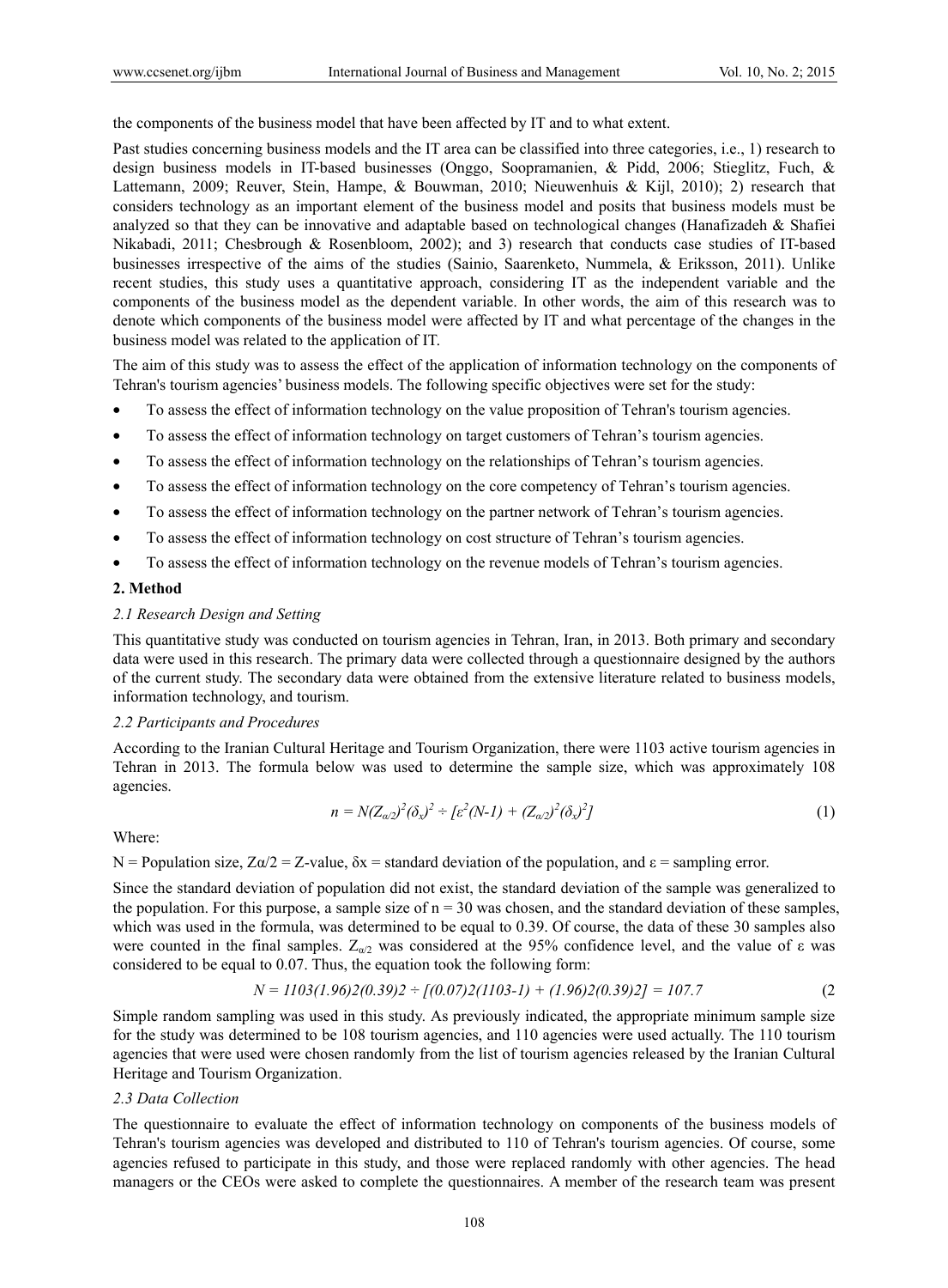the components of the business model that have been affected by IT and to what extent.

Past studies concerning business models and the IT area can be classified into three categories, i.e., 1) research to design business models in IT-based businesses (Onggo, Soopramanien, & Pidd, 2006; Stieglitz, Fuch, & Lattemann, 2009; Reuver, Stein, Hampe, & Bouwman, 2010; Nieuwenhuis & Kijl, 2010); 2) research that considers technology as an important element of the business model and posits that business models must be analyzed so that they can be innovative and adaptable based on technological changes (Hanafizadeh & Shafiei Nikabadi, 2011; Chesbrough & Rosenbloom, 2002); and 3) research that conducts case studies of IT-based businesses irrespective of the aims of the studies (Sainio, Saarenketo, Nummela, & Eriksson, 2011). Unlike recent studies, this study uses a quantitative approach, considering IT as the independent variable and the components of the business model as the dependent variable. In other words, the aim of this research was to denote which components of the business model were affected by IT and what percentage of the changes in the business model was related to the application of IT.

The aim of this study was to assess the effect of the application of information technology on the components of Tehran's tourism agencies' business models. The following specific objectives were set for the study:

- To assess the effect of information technology on the value proposition of Tehran's tourism agencies.
- To assess the effect of information technology on target customers of Tehran's tourism agencies.
- To assess the effect of information technology on the relationships of Tehran's tourism agencies.
- To assess the effect of information technology on the core competency of Tehran's tourism agencies.
- To assess the effect of information technology on the partner network of Tehran's tourism agencies.
- To assess the effect of information technology on cost structure of Tehran's tourism agencies.
- To assess the effect of information technology on the revenue models of Tehran's tourism agencies.

## 2. Method

### 2.1 Research Design and Setting

This quantitative study was conducted on tourism agencies in Tehran, Iran, in 2013. Both primary and secondary data were used in this research. The primary data were collected through a questionnaire designed by the authors of the current study. The secondary data were obtained from the extensive literature related to business models, information technology, and tourism.

### 2.2 Participants and Procedures

According to the Iranian Cultural Heritage and Tourism Organization, there were 1103 active tourism agencies in Tehran in 2013. The formula below was used to determine the sample size, which was approximately 108 agencies.

$$n = N(Z_{\alpha/2})^2(\delta_x)^2 \div [\varepsilon^2(N\text{-}1) + (Z_{\alpha/2})^2(\delta_x)^2] \tag{1}$$

Where:

N = Population size, $Z\alpha/2$ = Z-value, $\delta x$ = standard deviation of the population, and $\varepsilon$ = sampling error.

Since the standard deviation of population did not exist, the standard deviation of the sample was generalized to the population. For this purpose, a sample size of n = 30 was chosen, and the standard deviation of these samples, which was used in the formula, was determined to be equal to 0.39. Of course, the data of these 30 samples also were counted in the final samples. $Z_{\alpha/2}$ was considered at the 95% confidence level, and the value of $\varepsilon$ was considered to be equal to 0.07. Thus, the equation took the following form:

$$N = 1103(1.96)2(0.39)2 \div [(0.07)2(1103\text{-}1) + (1.96)2(0.39)2] = 107.7 \quad (2$$

Simple random sampling was used in this study. As previously indicated, the appropriate minimum sample size for the study was determined to be 108 tourism agencies, and 110 agencies were used actually. The 110 tourism agencies that were used were chosen randomly from the list of tourism agencies released by the Iranian Cultural Heritage and Tourism Organization.

### 2.3 Data Collection

The questionnaire to evaluate the effect of information technology on components of the business models of Tehran's tourism agencies was developed and distributed to 110 of Tehran's tourism agencies. Of course, some agencies refused to participate in this study, and those were replaced randomly with other agencies. The head managers or the CEOs were asked to complete the questionnaires. A member of the research team was present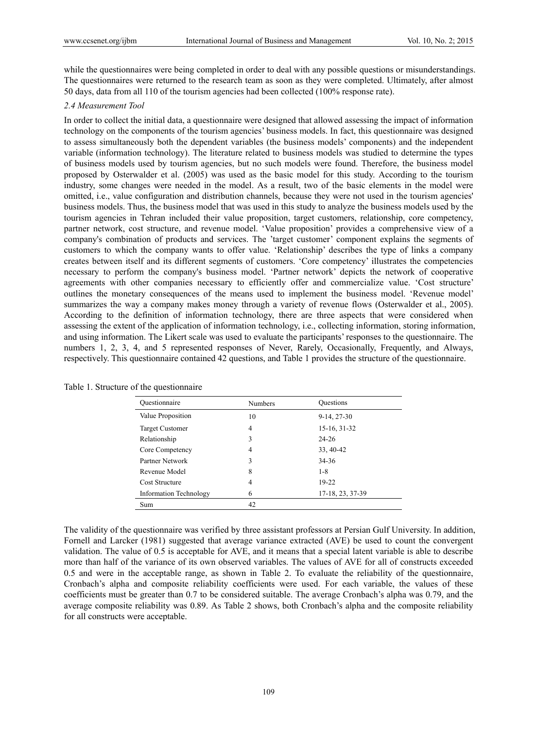while the questionnaires were being completed in order to deal with any possible questions or misunderstandings. The questionnaires were returned to the research team as soon as they were completed. Ultimately, after almost 50 days, data from all 110 of the tourism agencies had been collected (100% response rate).

### *2.4 Measurement Tool*

In order to collect the initial data, a questionnaire were designed that allowed assessing the impact of information technology on the components of the tourism agencies' business models. In fact, this questionnaire was designed to assess simultaneously both the dependent variables (the business models' components) and the independent variable (information technology). The literature related to business models was studied to determine the types of business models used by tourism agencies, but no such models were found. Therefore, the business model proposed by Osterwalder et al. (2005) was used as the basic model for this study. According to the tourism industry, some changes were needed in the model. As a result, two of the basic elements in the model were omitted, i.e., value configuration and distribution channels, because they were not used in the tourism agencies' business models. Thus, the business model that was used in this study to analyze the business models used by the tourism agencies in Tehran included their value proposition, target customers, relationship, core competency, partner network, cost structure, and revenue model. 'Value proposition' provides a comprehensive view of a company's combination of products and services. The 'target customer' component explains the segments of customers to which the company wants to offer value. 'Relationship' describes the type of links a company creates between itself and its different segments of customers. 'Core competency' illustrates the competencies necessary to perform the company's business model. 'Partner network' depicts the network of cooperative agreements with other companies necessary to efficiently offer and commercialize value. 'Cost structure' outlines the monetary consequences of the means used to implement the business model. 'Revenue model' summarizes the way a company makes money through a variety of revenue flows (Osterwalder et al., 2005). According to the definition of information technology, there are three aspects that were considered when assessing the extent of the application of information technology, i.e., collecting information, storing information, and using information. The Likert scale was used to evaluate the participants' responses to the questionnaire. The numbers 1, 2, 3, 4, and 5 represented responses of Never, Rarely, Occasionally, Frequently, and Always, respectively. This questionnaire contained 42 questions, and Table 1 provides the structure of the questionnaire.

Table 1. Structure of the questionnaire

| Questionnaire | Numbers | Questions |
|---|---|---|
| Value Proposition | 10 | 9-14, 27-30 |
| Target Customer | 4 | 15-16, 31-32 |
| Relationship | 3 | 24-26 |
| Core Competency | 4 | 33, 40-42 |
| Partner Network | 3 | 34-36 |
| Revenue Model | 8 | 1-8 |
| Cost Structure | 4 | 19-22 |
| Information Technology | 6 | 17-18, 23, 37-39 |
| Sum | 42 | |

The validity of the questionnaire was verified by three assistant professors at Persian Gulf University. In addition, Fornell and Larcker (1981) suggested that average variance extracted (AVE) be used to count the convergent validation. The value of 0.5 is acceptable for AVE, and it means that a special latent variable is able to describe more than half of the variance of its own observed variables. The values of AVE for all of constructs exceeded 0.5 and were in the acceptable range, as shown in Table 2. To evaluate the reliability of the questionnaire, Cronbach's alpha and composite reliability coefficients were used. For each variable, the values of these coefficients must be greater than 0.7 to be considered suitable. The average Cronbach's alpha was 0.79, and the average composite reliability was 0.89. As Table 2 shows, both Cronbach's alpha and the composite reliability for all constructs were acceptable.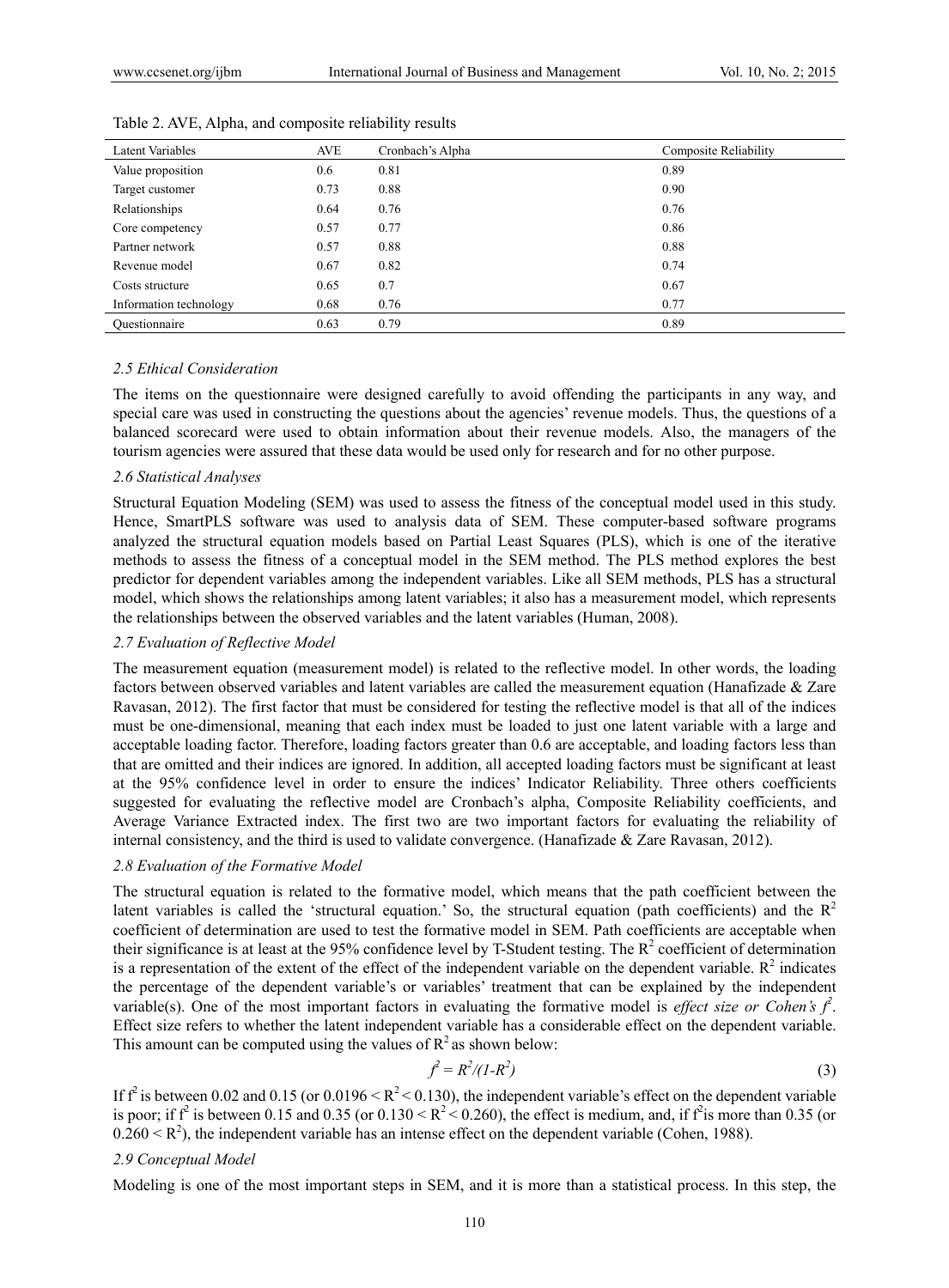Table 2. AVE, Alpha, and composite reliability results

| Latent Variables | AVE | Cronbach's Alpha | Composite Reliability |
|---|---|---|---|
| Value proposition | 0.6 | 0.81 | 0.89 |
| Target customer | 0.73 | 0.88 | 0.90 |
| Relationships | 0.64 | 0.76 | 0.76 |
| Core competency | 0.57 | 0.77 | 0.86 |
| Partner network | 0.57 | 0.88 | 0.88 |
| Revenue model | 0.67 | 0.82 | 0.74 |
| Costs structure | 0.65 | 0.7 | 0.67 |
| Information technology | 0.68 | 0.76 | 0.77 |
| Questionnaire | 0.63 | 0.79 | 0.89 |

### *2.5 Ethical Consideration*

The items on the questionnaire were designed carefully to avoid offending the participants in any way, and special care was used in constructing the questions about the agencies' revenue models. Thus, the questions of a balanced scorecard were used to obtain information about their revenue models. Also, the managers of the tourism agencies were assured that these data would be used only for research and for no other purpose.

### *2.6 Statistical Analyses*

Structural Equation Modeling (SEM) was used to assess the fitness of the conceptual model used in this study. Hence, SmartPLS software was used to analysis data of SEM. These computer-based software programs analyzed the structural equation models based on Partial Least Squares (PLS), which is one of the iterative methods to assess the fitness of a conceptual model in the SEM method. The PLS method explores the best predictor for dependent variables among the independent variables. Like all SEM methods, PLS has a structural model, which shows the relationships among latent variables; it also has a measurement model, which represents the relationships between the observed variables and the latent variables (Human, 2008).

### *2.7 Evaluation of Reflective Model*

The measurement equation (measurement model) is related to the reflective model. In other words, the loading factors between observed variables and latent variables are called the measurement equation (Hanafizade & Zare Ravasan, 2012). The first factor that must be considered for testing the reflective model is that all of the indices must be one-dimensional, meaning that each index must be loaded to just one latent variable with a large and acceptable loading factor. Therefore, loading factors greater than 0.6 are acceptable, and loading factors less than that are omitted and their indices are ignored. In addition, all accepted loading factors must be significant at least at the 95% confidence level in order to ensure the indices' Indicator Reliability. Three others coefficients suggested for evaluating the reflective model are Cronbach's alpha, Composite Reliability coefficients, and Average Variance Extracted index. The first two are two important factors for evaluating the reliability of internal consistency, and the third is used to validate convergence. (Hanafizade & Zare Ravasan, 2012).

### *2.8 Evaluation of the Formative Model*

The structural equation is related to the formative model, which means that the path coefficient between the latent variables is called the 'structural equation.' So, the structural equation (path coefficients) and the $R^2$ coefficient of determination are used to test the formative model in SEM. Path coefficients are acceptable when their significance is at least at the 95% confidence level by T-Student testing. The $R^2$ coefficient of determination is a representation of the extent of the effect of the independent variable on the dependent variable. $R^2$ indicates the percentage of the dependent variable's or variables' treatment that can be explained by the independent variable(s). One of the most important factors in evaluating the formative model is *effect size or Cohen's $f^2$*. Effect size refers to whether the latent independent variable has a considerable effect on the dependent variable. This amount can be computed using the values of $R^2$ as shown below:

$$f^2 = R^2/(1-R^2) \tag{3}$$

If $f^2$ is between 0.02 and 0.15 (or $0.0196 < R^2 < 0.130$), the independent variable's effect on the dependent variable is poor; if $f^2$ is between 0.15 and 0.35 (or $0.130 < R^2 < 0.260$), the effect is medium, and, if $f^2$ is more than 0.35 (or $0.260 < R^2$), the independent variable has an intense effect on the dependent variable (Cohen, 1988).

### *2.9 Conceptual Model*

Modeling is one of the most important steps in SEM, and it is more than a statistical process. In this step, the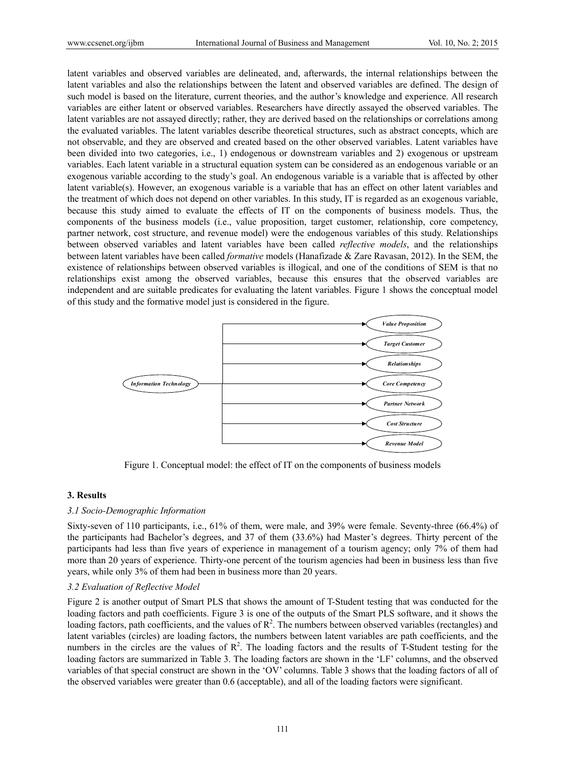latent variables and observed variables are delineated, and, afterwards, the internal relationships between the latent variables and also the relationships between the latent and observed variables are defined. The design of such model is based on the literature, current theories, and the author's knowledge and experience. All research variables are either latent or observed variables. Researchers have directly assayed the observed variables. The latent variables are not assayed directly; rather, they are derived based on the relationships or correlations among the evaluated variables. The latent variables describe theoretical structures, such as abstract concepts, which are not observable, and they are observed and created based on the other observed variables. Latent variables have been divided into two categories, i.e., 1) endogenous or downstream variables and 2) exogenous or upstream variables. Each latent variable in a structural equation system can be considered as an endogenous variable or an exogenous variable according to the study's goal. An endogenous variable is a variable that is affected by other latent variable(s). However, an exogenous variable is a variable that has an effect on other latent variables and the treatment of which does not depend on other variables. In this study, IT is regarded as an exogenous variable, because this study aimed to evaluate the effects of IT on the components of business models. Thus, the components of the business models (i.e., value proposition, target customer, relationship, core competency, partner network, cost structure, and revenue model) were the endogenous variables of this study. Relationships between observed variables and latent variables have been called *reflective models*, and the relationships between latent variables have been called *formative* models (Hanafizade & Zare Ravasan, 2012). In the SEM, the existence of relationships between observed variables is illogical, and one of the conditions of SEM is that no relationships exist among the observed variables, because this ensures that the observed variables are independent and are suitable predicates for evaluating the latent variables. Figure 1 shows the conceptual model of this study and the formative model just is considered in the figure.

*Information Technology* → *Value Proposition*, *Target Customer*, *Relationships*, *Core Competency*, *Partner Network*, *Cost Structure*, *Revenue Model*

Figure 1. Conceptual model: the effect of IT on the components of business models

### 3. Results

#### *3.1 Socio-Demographic Information*

Sixty-seven of 110 participants, i.e., 61% of them, were male, and 39% were female. Seventy-three (66.4%) of the participants had Bachelor's degrees, and 37 of them (33.6%) had Master's degrees. Thirty percent of the participants had less than five years of experience in management of a tourism agency; only 7% of them had more than 20 years of experience. Thirty-one percent of the tourism agencies had been in business less than five years, while only 3% of them had been in business more than 20 years.

#### *3.2 Evaluation of Reflective Model*

Figure 2 is another output of Smart PLS that shows the amount of T-Student testing that was conducted for the loading factors and path coefficients. Figure 3 is one of the outputs of the Smart PLS software, and it shows the loading factors, path coefficients, and the values of $R^2$. The numbers between observed variables (rectangles) and latent variables (circles) are loading factors, the numbers between latent variables are path coefficients, and the numbers in the circles are the values of $R^2$. The loading factors and the results of T-Student testing for the loading factors are summarized in Table 3. The loading factors are shown in the 'LF' columns, and the observed variables of that special construct are shown in the 'OV' columns. Table 3 shows that the loading factors of all of the observed variables were greater than 0.6 (acceptable), and all of the loading factors were significant.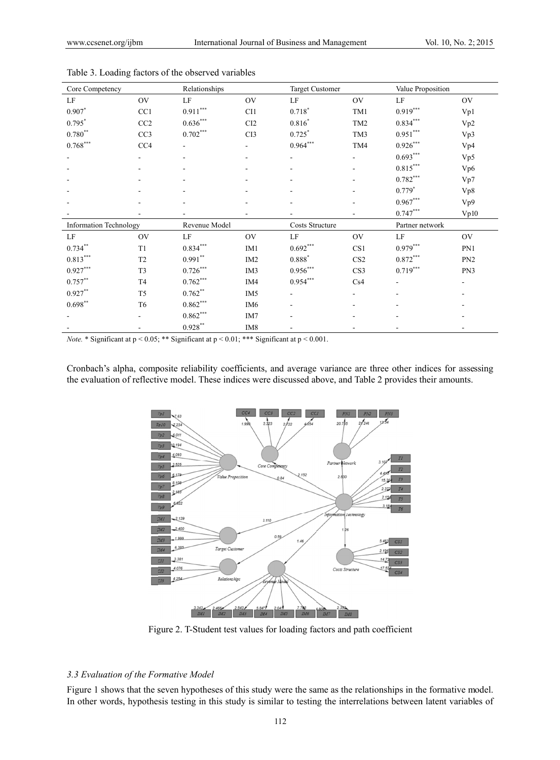Table 3. Loading factors of the observed variables

| Core Competency | | Relationships | | Target Customer | | Value Proposition | |
|---|---|---|---|---|---|---|---|
| LF | OV | LF | OV | LF | OV | LF | OV |
| 0.907* | CC1 | 0.911*** | CI1 | 0.718* | TM1 | 0.919*** | Vp1 |
| 0.795* | CC2 | 0.636*** | CI2 | 0.816* | TM2 | 0.834*** | Vp2 |
| 0.780** | CC3 | 0.702*** | CI3 | 0.725* | TM3 | 0.951*** | Vp3 |
| 0.768*** | CC4 | - | - | 0.964*** | TM4 | 0.926*** | Vp4 |
| - | - | - | - | - | - | 0.693*** | Vp5 |
| - | - | - | - | - | - | 0.815*** | Vp6 |
| - | - | - | - | - | - | 0.782*** | Vp7 |
| - | - | - | - | - | - | 0.779* | Vp8 |
| - | - | - | - | - | - | 0.967*** | Vp9 |
| - | - | - | - | - | - | 0.747*** | Vp10 |
| **Information Technology** | | **Revenue Model** | | **Costs Structure** | | **Partner network** | |
| LF | OV | LF | OV | LF | OV | LF | OV |
| 0.734** | T1 | 0.834*** | IM1 | 0.692*** | CS1 | 0.979*** | PN1 |
| 0.813*** | T2 | 0.991** | IM2 | 0.888* | CS2 | 0.872*** | PN2 |
| 0.927*** | T3 | 0.726*** | IM3 | 0.956*** | CS3 | 0.719*** | PN3 |
| 0.757** | T4 | 0.762*** | IM4 | 0.954*** | Cs4 | - | - |
| 0.927** | T5 | 0.762** | IM5 | - | - | - | - |
| 0.698** | T6 | 0.862*** | IM6 | - | - | - | - |
| - | - | 0.862*** | IM7 | - | - | - | - |
| - | - | 0.928** | IM8 | - | - | - | - |

*Note.* * Significant at $p < 0.05$; ** Significant at $p < 0.01$; *** Significant at $p < 0.001$.

Cronbach's alpha, composite reliability coefficients, and average variance are three other indices for assessing the evaluation of reflective model. These indices were discussed above, and Table 2 provides their amounts.

Figure 2. T-Student test values for loading factors and path coefficient

### 3.3 Evaluation of the Formative Model

Figure 1 shows that the seven hypotheses of this study were the same as the relationships in the formative model. In other words, hypothesis testing in this study is similar to testing the interrelations between latent variables of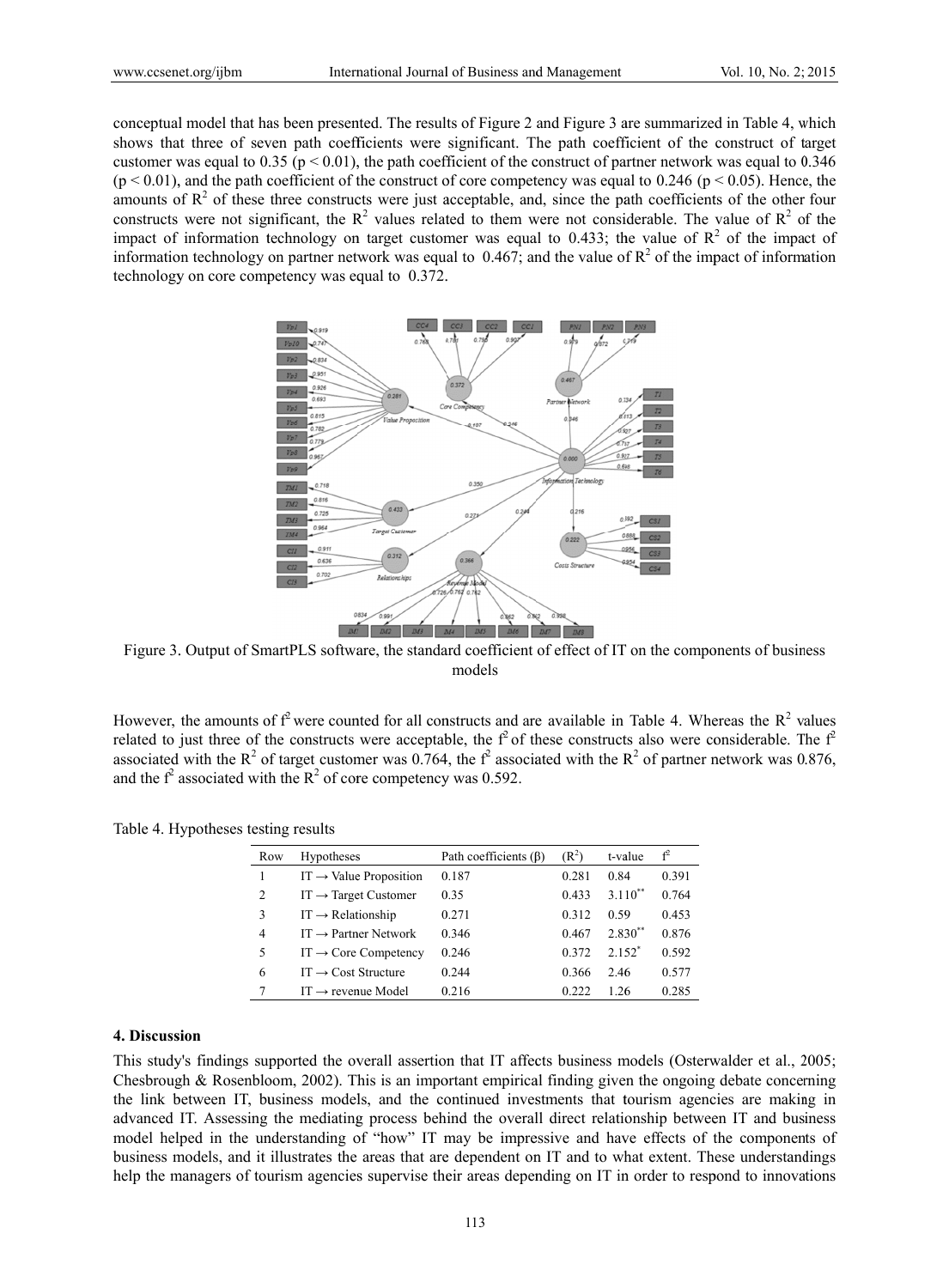conceptual model that has been presented. The results of Figure 2 and Figure 3 are summarized in Table 4, which shows that three of seven path coefficients were significant. The path coefficient of the construct of target customer was equal to 0.35 ($p < 0.01$), the path coefficient of the construct of partner network was equal to 0.346 ($p < 0.01$), and the path coefficient of the construct of core competency was equal to 0.246 ($p < 0.05$). Hence, the amounts of $R^2$ of these three constructs were just acceptable, and, since the path coefficients of the other four constructs were not significant, the $R^2$ values related to them were not considerable. The value of $R^2$ of the impact of information technology on target customer was equal to 0.433; the value of $R^2$ of the impact of information technology on partner network was equal to 0.467; and the value of $R^2$ of the impact of information technology on core competency was equal to 0.372.

Figure 3. Output of SmartPLS software, the standard coefficient of effect of IT on the components of business models

However, the amounts of $f^2$ were counted for all constructs and are available in Table 4. Whereas the $R^2$ values related to just three of the constructs were acceptable, the $f^2$ of these constructs also were considerable. The $f^2$ associated with the $R^2$ of target customer was 0.764, the $f^2$ associated with the $R^2$ of partner network was 0.876, and the $f^2$ associated with the $R^2$ of core competency was 0.592.

Table 4. Hypotheses testing results

| Row | Hypotheses | Path coefficients (β) | ($R^2$) | t-value | $f^2$ |
|---|---|---|---|---|---|
| 1 | IT → Value Proposition | 0.187 | 0.281 | 0.84 | 0.391 |
| 2 | IT → Target Customer | 0.35 | 0.433 | 3.110** | 0.764 |
| 3 | IT → Relationship | 0.271 | 0.312 | 0.59 | 0.453 |
| 4 | IT → Partner Network | 0.346 | 0.467 | 2.830** | 0.876 |
| 5 | IT → Core Competency | 0.246 | 0.372 | 2.152* | 0.592 |
| 6 | IT → Cost Structure | 0.244 | 0.366 | 2.46 | 0.577 |
| 7 | IT → revenue Model | 0.216 | 0.222 | 1.26 | 0.285 |

## 4. Discussion

This study's findings supported the overall assertion that IT affects business models (Osterwalder et al., 2005; Chesbrough & Rosenbloom, 2002). This is an important empirical finding given the ongoing debate concerning the link between IT, business models, and the continued investments that tourism agencies are making in advanced IT. Assessing the mediating process behind the overall direct relationship between IT and business model helped in the understanding of "how" IT may be impressive and have effects of the components of business models, and it illustrates the areas that are dependent on IT and to what extent. These understandings help the managers of tourism agencies supervise their areas depending on IT in order to respond to innovations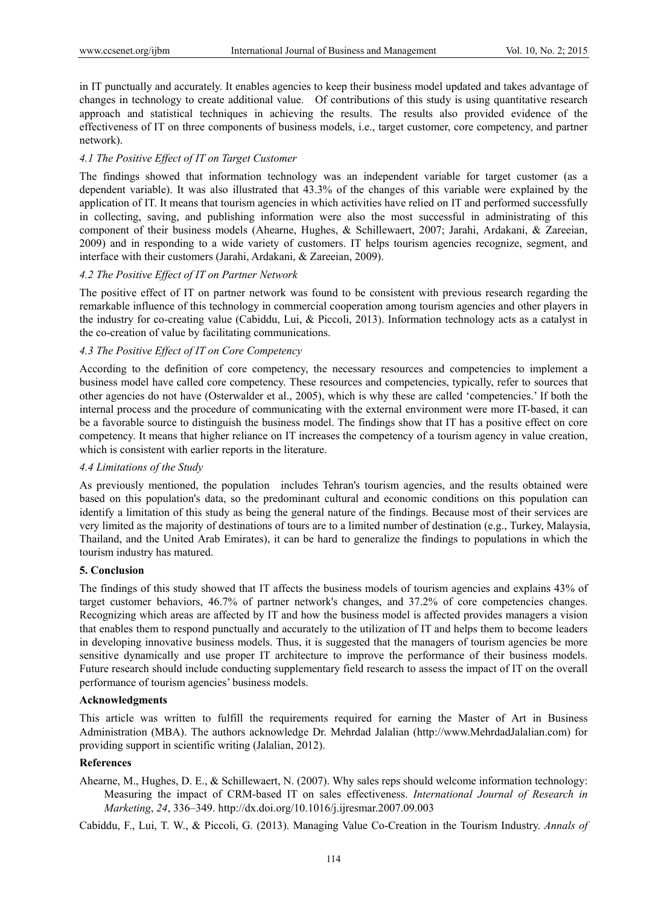in IT punctually and accurately. It enables agencies to keep their business model updated and takes advantage of changes in technology to create additional value. Of contributions of this study is using quantitative research approach and statistical techniques in achieving the results. The results also provided evidence of the effectiveness of IT on three components of business models, i.e., target customer, core competency, and partner network).

### *4.1 The Positive Effect of IT on Target Customer*

The findings showed that information technology was an independent variable for target customer (as a dependent variable). It was also illustrated that 43.3% of the changes of this variable were explained by the application of IT. It means that tourism agencies in which activities have relied on IT and performed successfully in collecting, saving, and publishing information were also the most successful in administrating of this component of their business models (Ahearne, Hughes, & Schillewaert, 2007; Jarahi, Ardakani, & Zareeian, 2009) and in responding to a wide variety of customers. IT helps tourism agencies recognize, segment, and interface with their customers (Jarahi, Ardakani, & Zareeian, 2009).

### *4.2 The Positive Effect of IT on Partner Network*

The positive effect of IT on partner network was found to be consistent with previous research regarding the remarkable influence of this technology in commercial cooperation among tourism agencies and other players in the industry for co-creating value (Cabiddu, Lui, & Piccoli, 2013). Information technology acts as a catalyst in the co-creation of value by facilitating communications.

### *4.3 The Positive Effect of IT on Core Competency*

According to the definition of core competency, the necessary resources and competencies to implement a business model have called core competency. These resources and competencies, typically, refer to sources that other agencies do not have (Osterwalder et al., 2005), which is why these are called 'competencies.' If both the internal process and the procedure of communicating with the external environment were more IT-based, it can be a favorable source to distinguish the business model. The findings show that IT has a positive effect on core competency. It means that higher reliance on IT increases the competency of a tourism agency in value creation, which is consistent with earlier reports in the literature.

### *4.4 Limitations of the Study*

As previously mentioned, the population includes Tehran's tourism agencies, and the results obtained were based on this population's data, so the predominant cultural and economic conditions on this population can identify a limitation of this study as being the general nature of the findings. Because most of their services are very limited as the majority of destinations of tours are to a limited number of destination (e.g., Turkey, Malaysia, Thailand, and the United Arab Emirates), it can be hard to generalize the findings to populations in which the tourism industry has matured.

## 5. Conclusion

The findings of this study showed that IT affects the business models of tourism agencies and explains 43% of target customer behaviors, 46.7% of partner network's changes, and 37.2% of core competencies changes. Recognizing which areas are affected by IT and how the business model is affected provides managers a vision that enables them to respond punctually and accurately to the utilization of IT and helps them to become leaders in developing innovative business models. Thus, it is suggested that the managers of tourism agencies be more sensitive dynamically and use proper IT architecture to improve the performance of their business models. Future research should include conducting supplementary field research to assess the impact of IT on the overall performance of tourism agencies' business models.

## Acknowledgments

This article was written to fulfill the requirements required for earning the Master of Art in Business Administration (MBA). The authors acknowledge Dr. Mehrdad Jalalian (http://www.MehrdadJalalian.com) for providing support in scientific writing (Jalalian, 2012).

## References

Ahearne, M., Hughes, D. E., & Schillewaert, N. (2007). Why sales reps should welcome information technology: Measuring the impact of CRM-based IT on sales effectiveness. *International Journal of Research in Marketing*, *24*, 336–349. http://dx.doi.org/10.1016/j.ijresmar.2007.09.003

Cabiddu, F., Lui, T. W., & Piccoli, G. (2013). Managing Value Co-Creation in the Tourism Industry. *Annals of*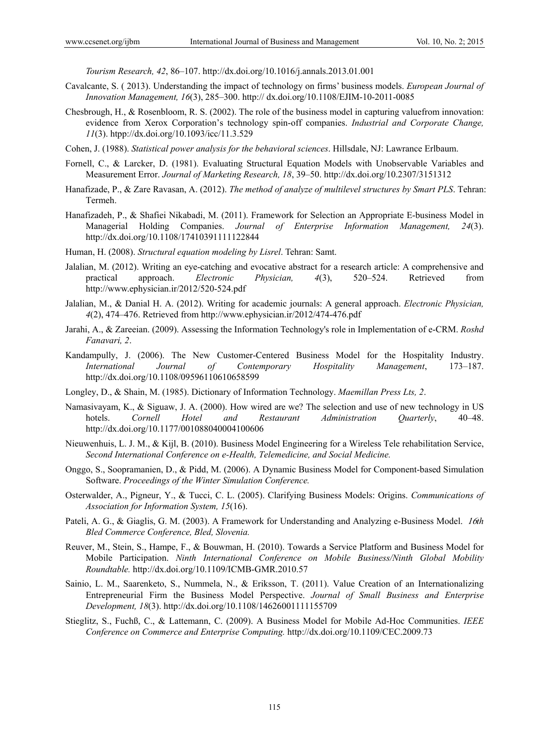*Tourism Research, 42*, 86–107. http://dx.doi.org/10.1016/j.annals.2013.01.001

Cavalcante, S. ( 2013). Understanding the impact of technology on firms' business models. *European Journal of Innovation Management, 16*(3), 285–300. http:// dx.doi.org/10.1108/EJIM-10-2011-0085

Chesbrough, H., & Rosenbloom, R. S. (2002). The role of the business model in capturing valuefrom innovation: evidence from Xerox Corporation's technology spin-off companies. *Industrial and Corporate Change, 11*(3). htpp://dx.doi.org/10.1093/icc/11.3.529

Cohen, J. (1988). *Statistical power analysis for the behavioral sciences*. Hillsdale, NJ: Lawrance Erlbaum.

Fornell, C., & Larcker, D. (1981). Evaluating Structural Equation Models with Unobservable Variables and Measurement Error. *Journal of Marketing Research, 18*, 39–50. http://dx.doi.org/10.2307/3151312

Hanafizade, P., & Zare Ravasan, A. (2012). *The method of analyze of multilevel structures by Smart PLS*. Tehran: Termeh.

Hanafizadeh, P., & Shafiei Nikabadi, M. (2011). Framework for Selection an Appropriate E-business Model in Managerial Holding Companies. *Journal of Enterprise Information Management, 24*(3). http://dx.doi.org/10.1108/17410391111122844

Human, H. (2008). *Structural equation modeling by Lisrel*. Tehran: Samt.

Jalalian, M. (2012). Writing an eye-catching and evocative abstract for a research article: A comprehensive and practical approach. *Electronic Physician, 4*(3), 520–524. Retrieved from http://www.ephysician.ir/2012/520-524.pdf

Jalalian, M., & Danial H. A. (2012). Writing for academic journals: A general approach. *Electronic Physician, 4*(2), 474–476. Retrieved from http://www.ephysician.ir/2012/474-476.pdf

Jarahi, A., & Zareeian. (2009). Assessing the Information Technology's role in Implementation of e-CRM. *Roshd Fanavari, 2*.

Kandampully, J. (2006). The New Customer-Centered Business Model for the Hospitality Industry. *International Journal of Contemporary Hospitality Management*, 173–187. http://dx.doi.org/10.1108/09596110610658599

Longley, D., & Shain, M. (1985). Dictionary of Information Technology. *Maemillan Press Lts, 2*.

Namasivayam, K., & Siguaw, J. A. (2000). How wired are we? The selection and use of new technology in US hotels. *Cornell Hotel and Restaurant Administration Quarterly*, 40–48. http://dx.doi.org/10.1177/001088040004100606

Nieuwenhuis, L. J. M., & Kijl, B. (2010). Business Model Engineering for a Wireless Tele rehabilitation Service, *Second International Conference on e-Health, Telemedicine, and Social Medicine.*

Onggo, S., Soopramanien, D., & Pidd, M. (2006). A Dynamic Business Model for Component-based Simulation Software. *Proceedings of the Winter Simulation Conference.*

Osterwalder, A., Pigneur, Y., & Tucci, C. L. (2005). Clarifying Business Models: Origins. *Communications of Association for Information System, 15*(16).

Pateli, A. G., & Giaglis, G. M. (2003). A Framework for Understanding and Analyzing e-Business Model. *16th Bled Commerce Conference, Bled, Slovenia.*

Reuver, M., Stein, S., Hampe, F., & Bouwman, H. (2010). Towards a Service Platform and Business Model for Mobile Participation. *Ninth International Conference on Mobile Business/Ninth Global Mobility Roundtable.* http://dx.doi.org/10.1109/ICMB-GMR.2010.57

Sainio, L. M., Saarenketo, S., Nummela, N., & Eriksson, T. (2011). Value Creation of an Internationalizing Entrepreneurial Firm the Business Model Perspective. *Journal of Small Business and Enterprise Development, 18*(3). http://dx.doi.org/10.1108/14626001111155709

Stieglitz, S., Fuchß, C., & Lattemann, C. (2009). A Business Model for Mobile Ad-Hoc Communities. *IEEE Conference on Commerce and Enterprise Computing.* http://dx.doi.org/10.1109/CEC.2009.73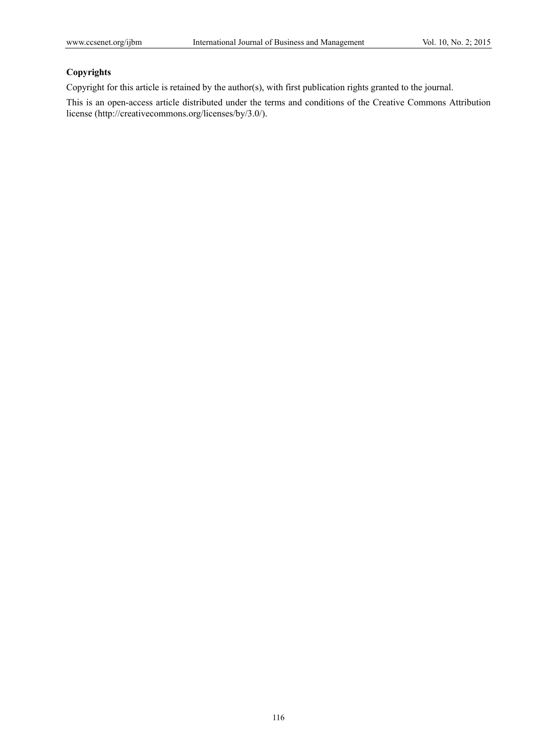**Copyrights**

Copyright for this article is retained by the author(s), with first publication rights granted to the journal.

This is an open-access article distributed under the terms and conditions of the Creative Commons Attribution license (http://creativecommons.org/licenses/by/3.0/).